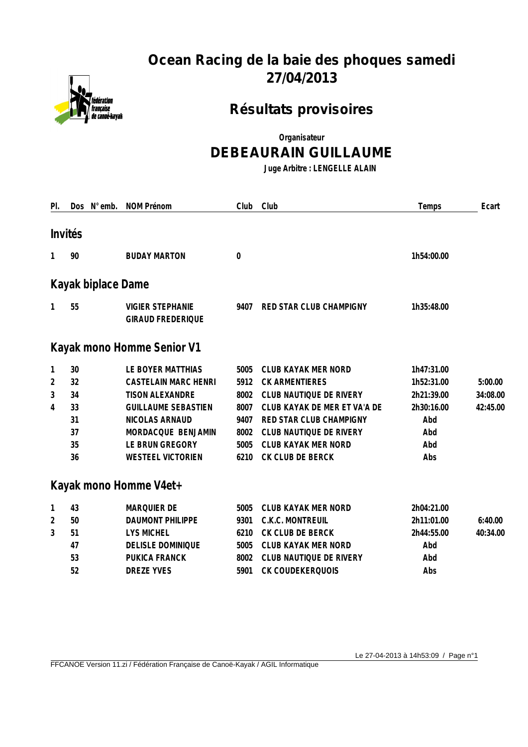# Ocean Racing de la baie des phoques samedi 27/04/2013

## Résultats provisoires

Organisateur

**DEBEAURAIN GUILLAUME**

Juge Arbitre : LENGELLE ALAIN

| Pl. | Dos | N° emb. | NOM Prénom | Club | Club | Temps | Ecart |
|---|---|---|---|---|---|---|---|
| **Invités** | | | | | | | |
| 1 | 90 | | BUDAY MARTON | 0 | | 1h54:00.00 | |
| **Kayak biplace Dame** | | | | | | | |
| 1 | 55 | | VIGIER STEPHANIE<br>GIRAUD FREDERIQUE | 9407 | RED STAR CLUB CHAMPIGNY | 1h35:48.00 | |
| **Kayak mono Homme Senior V1** | | | | | | | |
| 1 | 30 | | LE BOYER MATTHIAS | 5005 | CLUB KAYAK MER NORD | 1h47:31.00 | |
| 2 | 32 | | CASTELAIN MARC HENRI | 5912 | CK ARMENTIERES | 1h52:31.00 | 5:00.00 |
| 3 | 34 | | TISON ALEXANDRE | 8002 | CLUB NAUTIQUE DE RIVERY | 2h21:39.00 | 34:08.00 |
| 4 | 33 | | GUILLAUME SEBASTIEN | 8007 | CLUB KAYAK DE MER ET VA'A DE | 2h30:16.00 | 42:45.00 |
| | 31 | | NICOLAS ARNAUD | 9407 | RED STAR CLUB CHAMPIGNY | Abd | |
| | 37 | | MORDACQUE BENJAMIN | 8002 | CLUB NAUTIQUE DE RIVERY | Abd | |
| | 35 | | LE BRUN GREGORY | 5005 | CLUB KAYAK MER NORD | Abd | |
| | 36 | | WESTEEL VICTORIEN | 6210 | CK CLUB DE BERCK | Abs | |
| **Kayak mono Homme V4et+** | | | | | | | |
| 1 | 43 | | MARQUIER DE | 5005 | CLUB KAYAK MER NORD | 2h04:21.00 | |
| 2 | 50 | | DAUMONT PHILIPPE | 9301 | C.K.C. MONTREUIL | 2h11:01.00 | 6:40.00 |
| 3 | 51 | | LYS MICHEL | 6210 | CK CLUB DE BERCK | 2h44:55.00 | 40:34.00 |
| | 47 | | DELISLE DOMINIQUE | 5005 | CLUB KAYAK MER NORD | Abd | |
| | 53 | | PUKICA FRANCK | 8002 | CLUB NAUTIQUE DE RIVERY | Abd | |
| | 52 | | DREZE YVES | 5901 | CK COUDEKERQUOIS | Abs | |

Le 27-04-2013 à 14h53:09

FFCANOE Version 11.zi / Fédération Française de Canoë-Kayak / AGIL Informatique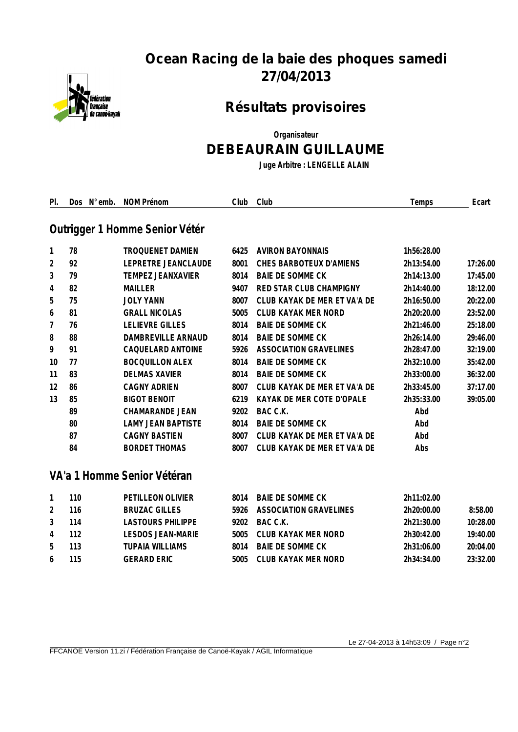# Ocean Racing de la baie des phoques samedi 27/04/2013

## Résultats provisoires

Organisateur

**DEBEAURAIN GUILLAUME**

Juge Arbitre : LENGELLE ALAIN

### Outrigger 1 Homme Senior Vétér

| Pl. | Dos | N° emb. | NOM Prénom | Club | Club | Temps | Ecart |
|---|---|---|---|---|---|---|---|
| 1 | 78 | | TROQUENET DAMIEN | 6425 | AVIRON BAYONNAIS | 1h56:28.00 | |
| 2 | 92 | | LEPRETRE JEANCLAUDE | 8001 | CHES BARBOTEUX D'AMIENS | 2h13:54.00 | 17:26.00 |
| 3 | 79 | | TEMPEZ JEANXAVIER | 8014 | BAIE DE SOMME CK | 2h14:13.00 | 17:45.00 |
| 4 | 82 | | MAILLER | 9407 | RED STAR CLUB CHAMPIGNY | 2h14:40.00 | 18:12.00 |
| 5 | 75 | | JOLY YANN | 8007 | CLUB KAYAK DE MER ET VA'A DE | 2h16:50.00 | 20:22.00 |
| 6 | 81 | | GRALL NICOLAS | 5005 | CLUB KAYAK MER NORD | 2h20:20.00 | 23:52.00 |
| 7 | 76 | | LELIEVRE GILLES | 8014 | BAIE DE SOMME CK | 2h21:46.00 | 25:18.00 |
| 8 | 88 | | DAMBREVILLE ARNAUD | 8014 | BAIE DE SOMME CK | 2h26:14.00 | 29:46.00 |
| 9 | 91 | | CAQUELARD ANTOINE | 5926 | ASSOCIATION GRAVELINES | 2h28:47.00 | 32:19.00 |
| 10 | 77 | | BOCQUILLON ALEX | 8014 | BAIE DE SOMME CK | 2h32:10.00 | 35:42.00 |
| 11 | 83 | | DELMAS XAVIER | 8014 | BAIE DE SOMME CK | 2h33:00.00 | 36:32.00 |
| 12 | 86 | | CAGNY ADRIEN | 8007 | CLUB KAYAK DE MER ET VA'A DE | 2h33:45.00 | 37:17.00 |
| 13 | 85 | | BIGOT BENOIT | 6219 | KAYAK DE MER COTE D'OPALE | 2h35:33.00 | 39:05.00 |
| | 89 | | CHAMARANDE JEAN | 9202 | BAC C.K. | Abd | |
| | 80 | | LAMY JEAN BAPTISTE | 8014 | BAIE DE SOMME CK | Abd | |
| | 87 | | CAGNY BASTIEN | 8007 | CLUB KAYAK DE MER ET VA'A DE | Abd | |
| | 84 | | BORDET THOMAS | 8007 | CLUB KAYAK DE MER ET VA'A DE | Abs | |

### VA'a 1 Homme Senior Vétéran

| Pl. | Dos | N° emb. | NOM Prénom | Club | Club | Temps | Ecart |
|---|---|---|---|---|---|---|---|
| 1 | 110 | | PETILLEON OLIVIER | 8014 | BAIE DE SOMME CK | 2h11:02.00 | |
| 2 | 116 | | BRUZAC GILLES | 5926 | ASSOCIATION GRAVELINES | 2h20:00.00 | 8:58.00 |
| 3 | 114 | | LASTOURS PHILIPPE | 9202 | BAC C.K. | 2h21:30.00 | 10:28.00 |
| 4 | 112 | | LESDOS JEAN-MARIE | 5005 | CLUB KAYAK MER NORD | 2h30:42.00 | 19:40.00 |
| 5 | 113 | | TUPAIA WILLIAMS | 8014 | BAIE DE SOMME CK | 2h31:06.00 | 20:04.00 |
| 6 | 115 | | GERARD ERIC | 5005 | CLUB KAYAK MER NORD | 2h34:34.00 | 23:32.00 |

Le 27-04-2013 à 14h53:09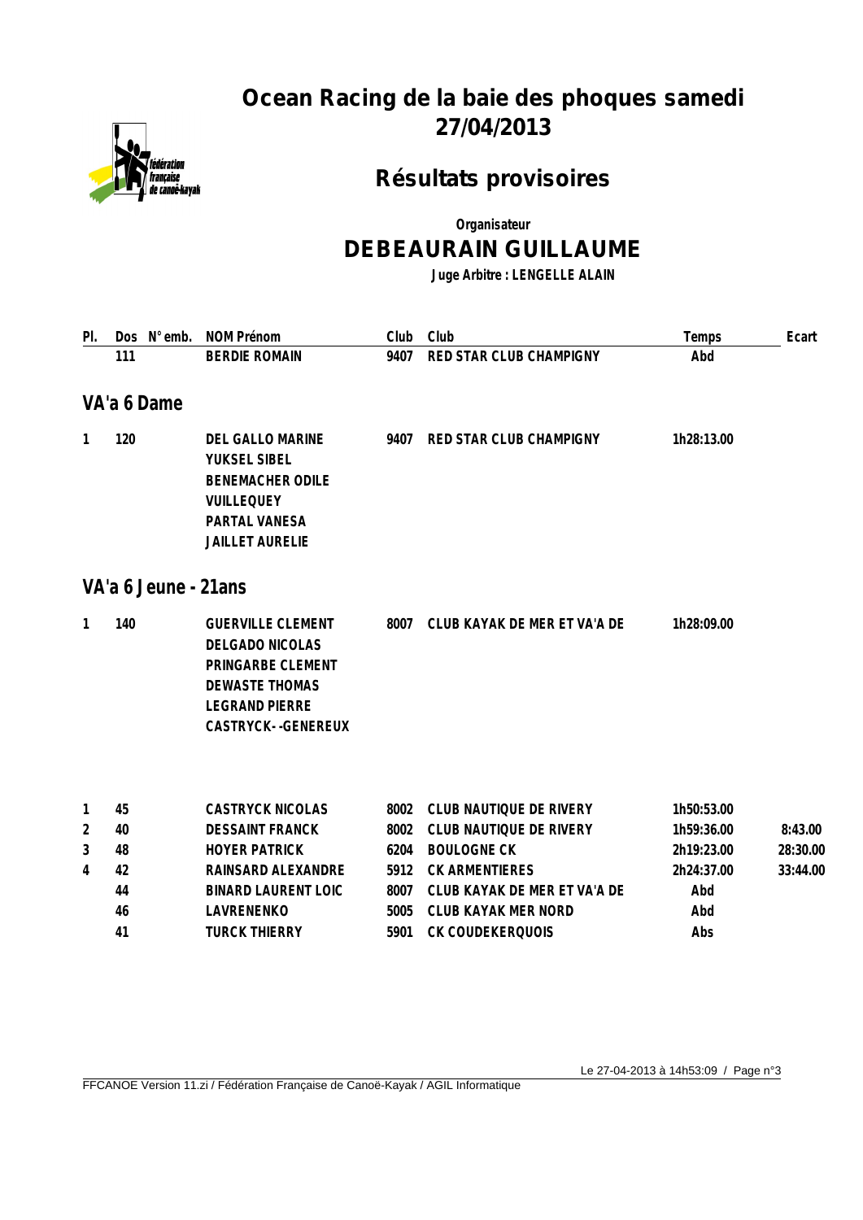# Ocean Racing de la baie des phoques samedi 27/04/2013

## Résultats provisoires

Organisateur

**DEBEAURAIN GUILLAUME**

Juge Arbitre : LENGELLE ALAIN

| Pl. | Dos | N° emb. | NOM Prénom | Club | Club | Temps | Ecart |
|---|---|---|---|---|---|---|---|
| | 111 | | BERDIE ROMAIN | 9407 | RED STAR CLUB CHAMPIGNY | Abd | |

### VA'a 6 Dame

| Pl. | Dos | N° emb. | NOM Prénom | Club | Club | Temps | Ecart |
|---|---|---|---|---|---|---|---|
| 1 | 120 | | DEL GALLO MARINE<br>YUKSEL SIBEL<br>BENEMACHER ODILE<br>VUILLEQUEY<br>PARTAL VANESA<br>JAILLET AURELIE | 9407 | RED STAR CLUB CHAMPIGNY | 1h28:13.00 | |

### VA'a 6 Jeune - 21ans

| Pl. | Dos | N° emb. | NOM Prénom | Club | Club | Temps | Ecart |
|---|---|---|---|---|---|---|---|
| 1 | 140 | | GUERVILLE CLEMENT<br>DELGADO NICOLAS<br>PRINGARBE CLEMENT<br>DEWASTE THOMAS<br>LEGRAND PIERRE<br>CASTRYCK--GENEREUX | 8007 | CLUB KAYAK DE MER ET VA'A DE | 1h28:09.00 | |

| Pl. | Dos | N° emb. | NOM Prénom | Club | Club | Temps | Ecart |
|---|---|---|---|---|---|---|---|
| 1 | 45 | | CASTRYCK NICOLAS | 8002 | CLUB NAUTIQUE DE RIVERY | 1h50:53.00 | |
| 2 | 40 | | DESSAINT FRANCK | 8002 | CLUB NAUTIQUE DE RIVERY | 1h59:36.00 | 8:43.00 |
| 3 | 48 | | HOYER PATRICK | 6204 | BOULOGNE CK | 2h19:23.00 | 28:30.00 |
| 4 | 42 | | RAINSARD ALEXANDRE | 5912 | CK ARMENTIERES | 2h24:37.00 | 33:44.00 |
| | 44 | | BINARD LAURENT LOIC | 8007 | CLUB KAYAK DE MER ET VA'A DE | Abd | |
| | 46 | | LAVRENENKO | 5005 | CLUB KAYAK MER NORD | Abd | |
| | 41 | | TURCK THIERRY | 5901 | CK COUDEKERQUOIS | Abs | |